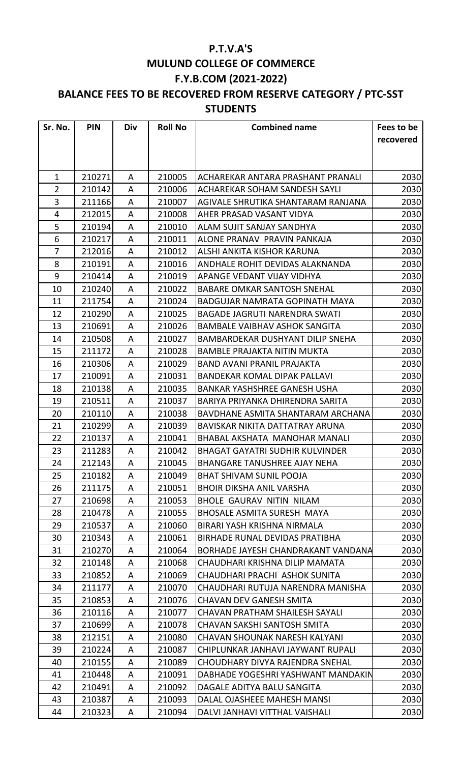# P.T.V.A'S
# MULUND COLLEGE OF COMMERCE
# F.Y.B.COM (2021-2022)
## BALANCE FEES TO BE RECOVERED FROM RESERVE CATEGORY / PTC-SST STUDENTS

| Sr. No. | PIN | Div | Roll No | Combined name | Fees to be recovered |
|---|---|---|---|---|---|
| 1 | 210271 | A | 210005 | ACHAREKAR ANTARA PRASHANT PRANALI | 2030 |
| 2 | 210142 | A | 210006 | ACHAREKAR SOHAM SANDESH SAYLI | 2030 |
| 3 | 211166 | A | 210007 | AGIVALE SHRUTIKA SHANTARAM RANJANA | 2030 |
| 4 | 212015 | A | 210008 | AHER PRASAD VASANT VIDYA | 2030 |
| 5 | 210194 | A | 210010 | ALAM SUJIT SANJAY SANDHYA | 2030 |
| 6 | 210217 | A | 210011 | ALONE PRANAV PRAVIN PANKAJA | 2030 |
| 7 | 212016 | A | 210012 | ALSHI ANKITA KISHOR KARUNA | 2030 |
| 8 | 210191 | A | 210016 | ANDHALE ROHIT DEVIDAS ALAKNANDA | 2030 |
| 9 | 210414 | A | 210019 | APANGE VEDANT VIJAY VIDHYA | 2030 |
| 10 | 210240 | A | 210022 | BABARE OMKAR SANTOSH SNEHAL | 2030 |
| 11 | 211754 | A | 210024 | BADGUJAR NAMRATA GOPINATH MAYA | 2030 |
| 12 | 210290 | A | 210025 | BAGADE JAGRUTI NARENDRA SWATI | 2030 |
| 13 | 210691 | A | 210026 | BAMBALE VAIBHAV ASHOK SANGITA | 2030 |
| 14 | 210508 | A | 210027 | BAMBARDEKAR DUSHYANT DILIP SNEHA | 2030 |
| 15 | 211172 | A | 210028 | BAMBLE PRAJAKTA NITIN MUKTA | 2030 |
| 16 | 210306 | A | 210029 | BAND AVANI PRANIL PRAJAKTA | 2030 |
| 17 | 210091 | A | 210031 | BANDEKAR KOMAL DIPAK PALLAVI | 2030 |
| 18 | 210138 | A | 210035 | BANKAR YASHSHREE GANESH USHA | 2030 |
| 19 | 210511 | A | 210037 | BARIYA PRIYANKA DHIRENDRA SARITA | 2030 |
| 20 | 210110 | A | 210038 | BAVDHANE ASMITA SHANTARAM ARCHANA | 2030 |
| 21 | 210299 | A | 210039 | BAVISKAR NIKITA DATTATRAY ARUNA | 2030 |
| 22 | 210137 | A | 210041 | BHABAL AKSHATA MANOHAR MANALI | 2030 |
| 23 | 211283 | A | 210042 | BHAGAT GAYATRI SUDHIR KULVINDER | 2030 |
| 24 | 212143 | A | 210045 | BHANGARE TANUSHREE AJAY NEHA | 2030 |
| 25 | 210182 | A | 210049 | BHAT SHIVAM SUNIL POOJA | 2030 |
| 26 | 211175 | A | 210051 | BHOIR DIKSHA ANIL VARSHA | 2030 |
| 27 | 210698 | A | 210053 | BHOLE GAURAV NITIN NILAM | 2030 |
| 28 | 210478 | A | 210055 | BHOSALE ASMITA SURESH MAYA | 2030 |
| 29 | 210537 | A | 210060 | BIRARI YASH KRISHNA NIRMALA | 2030 |
| 30 | 210343 | A | 210061 | BIRHADE RUNAL DEVIDAS PRATIBHA | 2030 |
| 31 | 210270 | A | 210064 | BORHADE JAYESH CHANDRAKANT VANDANA | 2030 |
| 32 | 210148 | A | 210068 | CHAUDHARI KRISHNA DILIP MAMATA | 2030 |
| 33 | 210852 | A | 210069 | CHAUDHARI PRACHI ASHOK SUNITA | 2030 |
| 34 | 211177 | A | 210070 | CHAUDHARI RUTUJA NARENDRA MANISHA | 2030 |
| 35 | 210853 | A | 210076 | CHAVAN DEV GANESH SMITA | 2030 |
| 36 | 210116 | A | 210077 | CHAVAN PRATHAM SHAILESH SAYALI | 2030 |
| 37 | 210699 | A | 210078 | CHAVAN SAKSHI SANTOSH SMITA | 2030 |
| 38 | 212151 | A | 210080 | CHAVAN SHOUNAK NARESH KALYANI | 2030 |
| 39 | 210224 | A | 210087 | CHIPLUNKAR JANHAVI JAYWANT RUPALI | 2030 |
| 40 | 210155 | A | 210089 | CHOUDHARY DIVYA RAJENDRA SNEHAL | 2030 |
| 41 | 210448 | A | 210091 | DABHADE YOGESHRI YASHWANT MANDAKIN | 2030 |
| 42 | 210491 | A | 210092 | DAGALE ADITYA BALU SANGITA | 2030 |
| 43 | 210387 | A | 210093 | DALAL OJASHEEE MAHESH MANSI | 2030 |
| 44 | 210323 | A | 210094 | DALVI JANHAVI VITTHAL VAISHALI | 2030 |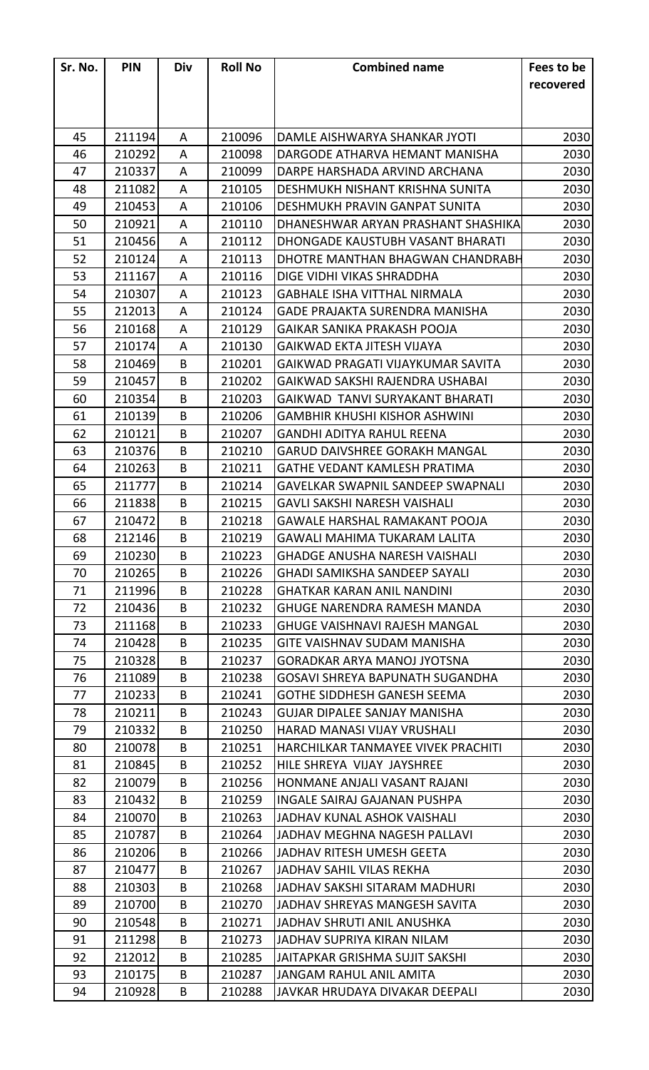| Sr. No. | PIN | Div | Roll No | Combined name | Fees to be recovered |
|---|---|---|---|---|---|
| 45 | 211194 | A | 210096 | DAMLE AISHWARYA SHANKAR JYOTI | 2030 |
| 46 | 210292 | A | 210098 | DARGODE ATHARVA HEMANT MANISHA | 2030 |
| 47 | 210337 | A | 210099 | DARPE HARSHADA ARVIND ARCHANA | 2030 |
| 48 | 211082 | A | 210105 | DESHMUKH NISHANT KRISHNA SUNITA | 2030 |
| 49 | 210453 | A | 210106 | DESHMUKH PRAVIN GANPAT SUNITA | 2030 |
| 50 | 210921 | A | 210110 | DHANESHWAR ARYAN PRASHANT SHASHIKA | 2030 |
| 51 | 210456 | A | 210112 | DHONGADE KAUSTUBH VASANT BHARATI | 2030 |
| 52 | 210124 | A | 210113 | DHOTRE MANTHAN BHAGWAN CHANDRABH | 2030 |
| 53 | 211167 | A | 210116 | DIGE VIDHI VIKAS SHRADDHA | 2030 |
| 54 | 210307 | A | 210123 | GABHALE ISHA VITTHAL NIRMALA | 2030 |
| 55 | 212013 | A | 210124 | GADE PRAJAKTA SURENDRA MANISHA | 2030 |
| 56 | 210168 | A | 210129 | GAIKAR SANIKA PRAKASH POOJA | 2030 |
| 57 | 210174 | A | 210130 | GAIKWAD EKTA JITESH VIJAYA | 2030 |
| 58 | 210469 | B | 210201 | GAIKWAD PRAGATI VIJAYKUMAR SAVITA | 2030 |
| 59 | 210457 | B | 210202 | GAIKWAD SAKSHI RAJENDRA USHABAI | 2030 |
| 60 | 210354 | B | 210203 | GAIKWAD TANVI SURYAKANT BHARATI | 2030 |
| 61 | 210139 | B | 210206 | GAMBHIR KHUSHI KISHOR ASHWINI | 2030 |
| 62 | 210121 | B | 210207 | GANDHI ADITYA RAHUL REENA | 2030 |
| 63 | 210376 | B | 210210 | GARUD DAIVSHREE GORAKH MANGAL | 2030 |
| 64 | 210263 | B | 210211 | GATHE VEDANT KAMLESH PRATIMA | 2030 |
| 65 | 211777 | B | 210214 | GAVELKAR SWAPNIL SANDEEP SWAPNALI | 2030 |
| 66 | 211838 | B | 210215 | GAVLI SAKSHI NARESH VAISHALI | 2030 |
| 67 | 210472 | B | 210218 | GAWALE HARSHAL RAMAKANT POOJA | 2030 |
| 68 | 212146 | B | 210219 | GAWALI MAHIMA TUKARAM LALITA | 2030 |
| 69 | 210230 | B | 210223 | GHADGE ANUSHA NARESH VAISHALI | 2030 |
| 70 | 210265 | B | 210226 | GHADI SAMIKSHA SANDEEP SAYALI | 2030 |
| 71 | 211996 | B | 210228 | GHATKAR KARAN ANIL NANDINI | 2030 |
| 72 | 210436 | B | 210232 | GHUGE NARENDRA RAMESH MANDA | 2030 |
| 73 | 211168 | B | 210233 | GHUGE VAISHNAVI RAJESH MANGAL | 2030 |
| 74 | 210428 | B | 210235 | GITE VAISHNAV SUDAM MANISHA | 2030 |
| 75 | 210328 | B | 210237 | GORADKAR ARYA MANOJ JYOTSNA | 2030 |
| 76 | 211089 | B | 210238 | GOSAVI SHREYA BAPUNATH SUGANDHA | 2030 |
| 77 | 210233 | B | 210241 | GOTHE SIDDHESH GANESH SEEMA | 2030 |
| 78 | 210211 | B | 210243 | GUJAR DIPALEE SANJAY MANISHA | 2030 |
| 79 | 210332 | B | 210250 | HARAD MANASI VIJAY VRUSHALI | 2030 |
| 80 | 210078 | B | 210251 | HARCHILKAR TANMAYEE VIVEK PRACHITI | 2030 |
| 81 | 210845 | B | 210252 | HILE SHREYA VIJAY JAYSHREE | 2030 |
| 82 | 210079 | B | 210256 | HONMANE ANJALI VASANT RAJANI | 2030 |
| 83 | 210432 | B | 210259 | INGALE SAIRAJ GAJANAN PUSHPA | 2030 |
| 84 | 210070 | B | 210263 | JADHAV KUNAL ASHOK VAISHALI | 2030 |
| 85 | 210787 | B | 210264 | JADHAV MEGHNA NAGESH PALLAVI | 2030 |
| 86 | 210206 | B | 210266 | JADHAV RITESH UMESH GEETA | 2030 |
| 87 | 210477 | B | 210267 | JADHAV SAHIL VILAS REKHA | 2030 |
| 88 | 210303 | B | 210268 | JADHAV SAKSHI SITARAM MADHURI | 2030 |
| 89 | 210700 | B | 210270 | JADHAV SHREYAS MANGESH SAVITA | 2030 |
| 90 | 210548 | B | 210271 | JADHAV SHRUTI ANIL ANUSHKA | 2030 |
| 91 | 211298 | B | 210273 | JADHAV SUPRIYA KIRAN NILAM | 2030 |
| 92 | 212012 | B | 210285 | JAITAPKAR GRISHMA SUJIT SAKSHI | 2030 |
| 93 | 210175 | B | 210287 | JANGAM RAHUL ANIL AMITA | 2030 |
| 94 | 210928 | B | 210288 | JAVKAR HRUDAYA DIVAKAR DEEPALI | 2030 |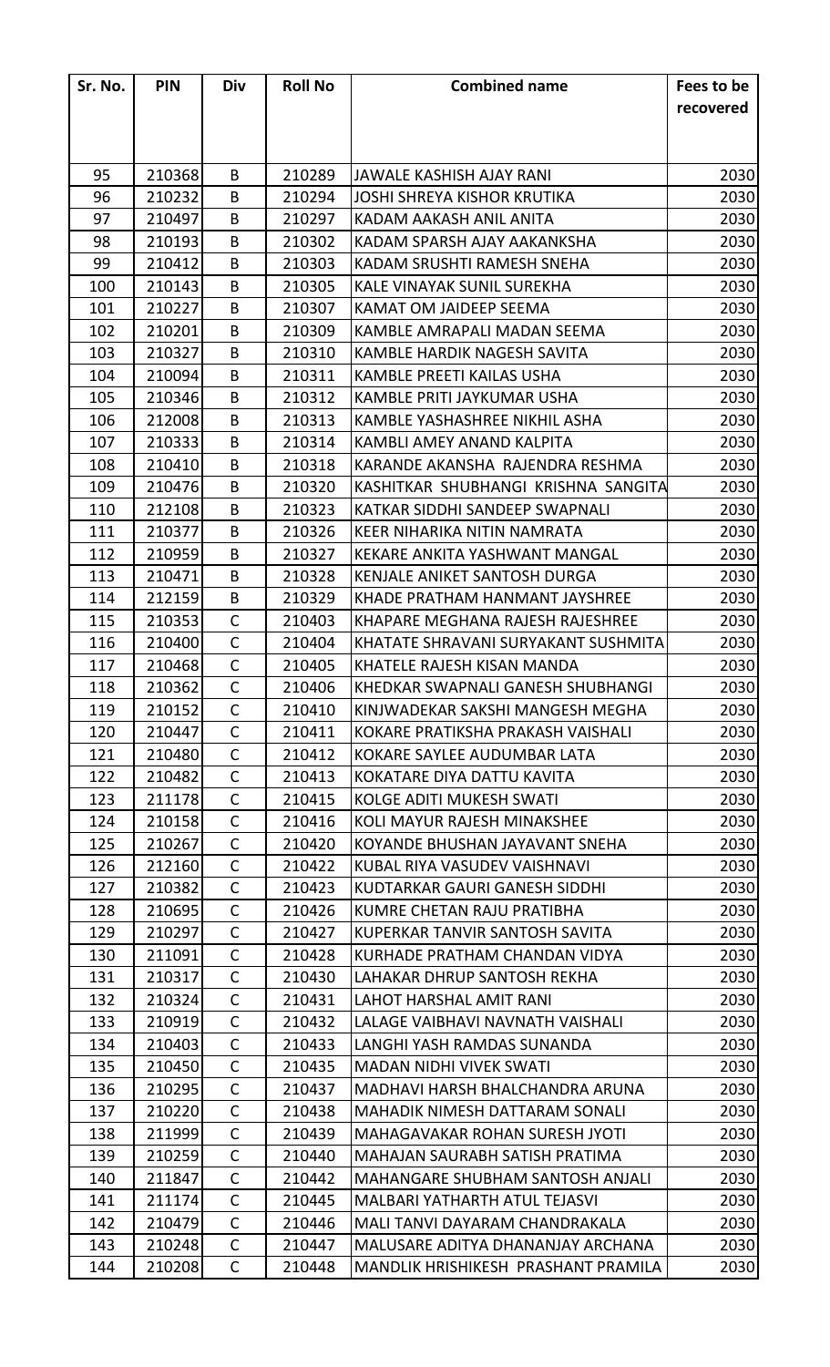| Sr. No. | PIN | Div | Roll No | Combined name | Fees to be recovered |
|---|---|---|---|---|---|
| 95 | 210368 | B | 210289 | JAWALE KASHISH AJAY RANI | 2030 |
| 96 | 210232 | B | 210294 | JOSHI SHREYA KISHOR KRUTIKA | 2030 |
| 97 | 210497 | B | 210297 | KADAM AAKASH ANIL ANITA | 2030 |
| 98 | 210193 | B | 210302 | KADAM SPARSH AJAY AAKANKSHA | 2030 |
| 99 | 210412 | B | 210303 | KADAM SRUSHTI RAMESH SNEHA | 2030 |
| 100 | 210143 | B | 210305 | KALE VINAYAK SUNIL SUREKHA | 2030 |
| 101 | 210227 | B | 210307 | KAMAT OM JAIDEEP SEEMA | 2030 |
| 102 | 210201 | B | 210309 | KAMBLE AMRAPALI MADAN SEEMA | 2030 |
| 103 | 210327 | B | 210310 | KAMBLE HARDIK NAGESH SAVITA | 2030 |
| 104 | 210094 | B | 210311 | KAMBLE PREETI KAILAS USHA | 2030 |
| 105 | 210346 | B | 210312 | KAMBLE PRITI JAYKUMAR USHA | 2030 |
| 106 | 212008 | B | 210313 | KAMBLE YASHASHREE NIKHIL ASHA | 2030 |
| 107 | 210333 | B | 210314 | KAMBLI AMEY ANAND KALPITA | 2030 |
| 108 | 210410 | B | 210318 | KARANDE AKANSHA RAJENDRA RESHMA | 2030 |
| 109 | 210476 | B | 210320 | KASHITKAR SHUBHANGI KRISHNA SANGITA | 2030 |
| 110 | 212108 | B | 210323 | KATKAR SIDDHI SANDEEP SWAPNALI | 2030 |
| 111 | 210377 | B | 210326 | KEER NIHARIKA NITIN NAMRATA | 2030 |
| 112 | 210959 | B | 210327 | KEKARE ANKITA YASHWANT MANGAL | 2030 |
| 113 | 210471 | B | 210328 | KENJALE ANIKET SANTOSH DURGA | 2030 |
| 114 | 212159 | B | 210329 | KHADE PRATHAM HANMANT JAYSHREE | 2030 |
| 115 | 210353 | C | 210403 | KHAPARE MEGHANA RAJESH RAJESHREE | 2030 |
| 116 | 210400 | C | 210404 | KHATATE SHRAVANI SURYAKANT SUSHMITA | 2030 |
| 117 | 210468 | C | 210405 | KHATELE RAJESH KISAN MANDA | 2030 |
| 118 | 210362 | C | 210406 | KHEDKAR SWAPNALI GANESH SHUBHANGI | 2030 |
| 119 | 210152 | C | 210410 | KINJWADEKAR SAKSHI MANGESH MEGHA | 2030 |
| 120 | 210447 | C | 210411 | KOKARE PRATIKSHA PRAKASH VAISHALI | 2030 |
| 121 | 210480 | C | 210412 | KOKARE SAYLEE AUDUMBAR LATA | 2030 |
| 122 | 210482 | C | 210413 | KOKATARE DIYA DATTU KAVITA | 2030 |
| 123 | 211178 | C | 210415 | KOLGE ADITI MUKESH SWATI | 2030 |
| 124 | 210158 | C | 210416 | KOLI MAYUR RAJESH MINAKSHEE | 2030 |
| 125 | 210267 | C | 210420 | KOYANDE BHUSHAN JAYAVANT SNEHA | 2030 |
| 126 | 212160 | C | 210422 | KUBAL RIYA VASUDEV VAISHNAVI | 2030 |
| 127 | 210382 | C | 210423 | KUDTARKAR GAURI GANESH SIDDHI | 2030 |
| 128 | 210695 | C | 210426 | KUMRE CHETAN RAJU PRATIBHA | 2030 |
| 129 | 210297 | C | 210427 | KUPERKAR TANVIR SANTOSH SAVITA | 2030 |
| 130 | 211091 | C | 210428 | KURHADE PRATHAM CHANDAN VIDYA | 2030 |
| 131 | 210317 | C | 210430 | LAHAKAR DHRUP SANTOSH REKHA | 2030 |
| 132 | 210324 | C | 210431 | LAHOT HARSHAL AMIT RANI | 2030 |
| 133 | 210919 | C | 210432 | LALAGE VAIBHAVI NAVNATH VAISHALI | 2030 |
| 134 | 210403 | C | 210433 | LANGHI YASH RAMDAS SUNANDA | 2030 |
| 135 | 210450 | C | 210435 | MADAN NIDHI VIVEK SWATI | 2030 |
| 136 | 210295 | C | 210437 | MADHAVI HARSH BHALCHANDRA ARUNA | 2030 |
| 137 | 210220 | C | 210438 | MAHADIK NIMESH DATTARAM SONALI | 2030 |
| 138 | 211999 | C | 210439 | MAHAGAVAKAR ROHAN SURESH JYOTI | 2030 |
| 139 | 210259 | C | 210440 | MAHAJAN SAURABH SATISH PRATIMA | 2030 |
| 140 | 211847 | C | 210442 | MAHANGARE SHUBHAM SANTOSH ANJALI | 2030 |
| 141 | 211174 | C | 210445 | MALBARI YATHARTH ATUL TEJASVI | 2030 |
| 142 | 210479 | C | 210446 | MALI TANVI DAYARAM CHANDRAKALA | 2030 |
| 143 | 210248 | C | 210447 | MALUSARE ADITYA DHANANJAY ARCHANA | 2030 |
| 144 | 210208 | C | 210448 | MANDLIK HRISHIKESH PRASHANT PRAMILA | 2030 |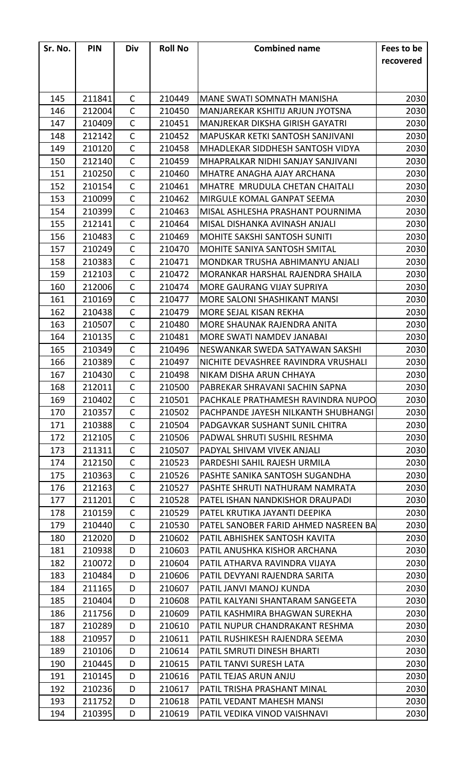| Sr. No. | PIN | Div | Roll No | Combined name | Fees to be recovered |
|---|---|---|---|---|---|
| 145 | 211841 | C | 210449 | MANE SWATI SOMNATH MANISHA | 2030 |
| 146 | 212004 | C | 210450 | MANJAREKAR KSHITIJ ARJUN JYOTSNA | 2030 |
| 147 | 210409 | C | 210451 | MANJREKAR DIKSHA GIRISH GAYATRI | 2030 |
| 148 | 212142 | C | 210452 | MAPUSKAR KETKI SANTOSH SANJIVANI | 2030 |
| 149 | 210120 | C | 210458 | MHADLEKAR SIDDHESH SANTOSH VIDYA | 2030 |
| 150 | 212140 | C | 210459 | MHAPRALKAR NIDHI SANJAY SANJIVANI | 2030 |
| 151 | 210250 | C | 210460 | MHATRE ANAGHA AJAY ARCHANA | 2030 |
| 152 | 210154 | C | 210461 | MHATRE MRUDULA CHETAN CHAITALI | 2030 |
| 153 | 210099 | C | 210462 | MIRGULE KOMAL GANPAT SEEMA | 2030 |
| 154 | 210399 | C | 210463 | MISAL ASHLESHA PRASHANT POURNIMA | 2030 |
| 155 | 212141 | C | 210464 | MISAL DISHANKA AVINASH ANJALI | 2030 |
| 156 | 210483 | C | 210469 | MOHITE SAKSHI SANTOSH SUNITI | 2030 |
| 157 | 210249 | C | 210470 | MOHITE SANIYA SANTOSH SMITAL | 2030 |
| 158 | 210383 | C | 210471 | MONDKAR TRUSHA ABHIMANYU ANJALI | 2030 |
| 159 | 212103 | C | 210472 | MORANKAR HARSHAL RAJENDRA SHAILA | 2030 |
| 160 | 212006 | C | 210474 | MORE GAURANG VIJAY SUPRIYA | 2030 |
| 161 | 210169 | C | 210477 | MORE SALONI SHASHIKANT MANSI | 2030 |
| 162 | 210438 | C | 210479 | MORE SEJAL KISAN REKHA | 2030 |
| 163 | 210507 | C | 210480 | MORE SHAUNAK RAJENDRA ANITA | 2030 |
| 164 | 210135 | C | 210481 | MORE SWATI NAMDEV JANABAI | 2030 |
| 165 | 210349 | C | 210496 | NESWANKAR SWEDA SATYAWAN SAKSHI | 2030 |
| 166 | 210389 | C | 210497 | NICHITE DEVASHREE RAVINDRA VRUSHALI | 2030 |
| 167 | 210430 | C | 210498 | NIKAM DISHA ARUN CHHAYA | 2030 |
| 168 | 212011 | C | 210500 | PABREKAR SHRAVANI SACHIN SAPNA | 2030 |
| 169 | 210402 | C | 210501 | PACHKALE PRATHAMESH RAVINDRA NUPOO | 2030 |
| 170 | 210357 | C | 210502 | PACHPANDE JAYESH NILKANTH SHUBHANGI | 2030 |
| 171 | 210388 | C | 210504 | PADGAVKAR SUSHANT SUNIL CHITRA | 2030 |
| 172 | 212105 | C | 210506 | PADWAL SHRUTI SUSHIL RESHMA | 2030 |
| 173 | 211311 | C | 210507 | PADYAL SHIVAM VIVEK ANJALI | 2030 |
| 174 | 212150 | C | 210523 | PARDESHI SAHIL RAJESH URMILA | 2030 |
| 175 | 210363 | C | 210526 | PASHTE SANIKA SANTOSH SUGANDHA | 2030 |
| 176 | 212163 | C | 210527 | PASHTE SHRUTI NATHURAM NAMRATA | 2030 |
| 177 | 211201 | C | 210528 | PATEL ISHAN NANDKISHOR DRAUPADI | 2030 |
| 178 | 210159 | C | 210529 | PATEL KRUTIKA JAYANTI DEEPIKA | 2030 |
| 179 | 210440 | C | 210530 | PATEL SANOBER FARID AHMED NASREEN BA | 2030 |
| 180 | 212020 | D | 210602 | PATIL ABHISHEK SANTOSH KAVITA | 2030 |
| 181 | 210938 | D | 210603 | PATIL ANUSHKA KISHOR ARCHANA | 2030 |
| 182 | 210072 | D | 210604 | PATIL ATHARVA RAVINDRA VIJAYA | 2030 |
| 183 | 210484 | D | 210606 | PATIL DEVYANI RAJENDRA SARITA | 2030 |
| 184 | 211165 | D | 210607 | PATIL JANVI MANOJ KUNDA | 2030 |
| 185 | 210404 | D | 210608 | PATIL KALYANI SHANTARAM SANGEETA | 2030 |
| 186 | 211756 | D | 210609 | PATIL KASHMIRA BHAGWAN SUREKHA | 2030 |
| 187 | 210289 | D | 210610 | PATIL NUPUR CHANDRAKANT RESHMA | 2030 |
| 188 | 210957 | D | 210611 | PATIL RUSHIKESH RAJENDRA SEEMA | 2030 |
| 189 | 210106 | D | 210614 | PATIL SMRUTI DINESH BHARTI | 2030 |
| 190 | 210445 | D | 210615 | PATIL TANVI SURESH LATA | 2030 |
| 191 | 210145 | D | 210616 | PATIL TEJAS ARUN ANJU | 2030 |
| 192 | 210236 | D | 210617 | PATIL TRISHA PRASHANT MINAL | 2030 |
| 193 | 211752 | D | 210618 | PATIL VEDANT MAHESH MANSI | 2030 |
| 194 | 210395 | D | 210619 | PATIL VEDIKA VINOD VAISHNAVI | 2030 |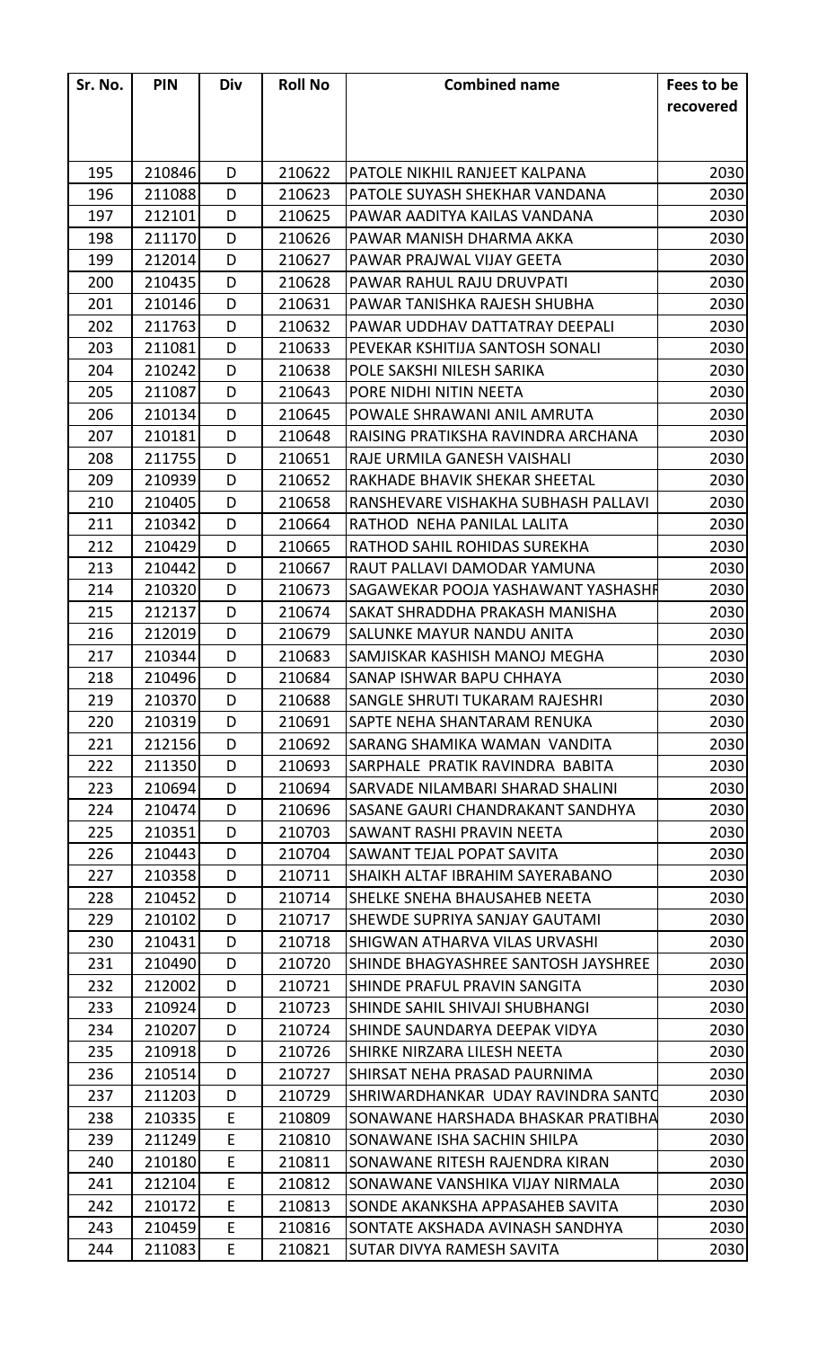| Sr. No. | PIN | Div | Roll No | Combined name | Fees to be recovered |
|---|---|---|---|---|---|
| 195 | 210846 | D | 210622 | PATOLE NIKHIL RANJEET KALPANA | 2030 |
| 196 | 211088 | D | 210623 | PATOLE SUYASH SHEKHAR VANDANA | 2030 |
| 197 | 212101 | D | 210625 | PAWAR AADITYA KAILAS VANDANA | 2030 |
| 198 | 211170 | D | 210626 | PAWAR MANISH DHARMA AKKA | 2030 |
| 199 | 212014 | D | 210627 | PAWAR PRAJWAL VIJAY GEETA | 2030 |
| 200 | 210435 | D | 210628 | PAWAR RAHUL RAJU DRUVPATI | 2030 |
| 201 | 210146 | D | 210631 | PAWAR TANISHKA RAJESH SHUBHA | 2030 |
| 202 | 211763 | D | 210632 | PAWAR UDDHAV DATTATRAY DEEPALI | 2030 |
| 203 | 211081 | D | 210633 | PEVEKAR KSHITIJA SANTOSH SONALI | 2030 |
| 204 | 210242 | D | 210638 | POLE SAKSHI NILESH SARIKA | 2030 |
| 205 | 211087 | D | 210643 | PORE NIDHI NITIN NEETA | 2030 |
| 206 | 210134 | D | 210645 | POWALE SHRAWANI ANIL AMRUTA | 2030 |
| 207 | 210181 | D | 210648 | RAISING PRATIKSHA RAVINDRA ARCHANA | 2030 |
| 208 | 211755 | D | 210651 | RAJE URMILA GANESH VAISHALI | 2030 |
| 209 | 210939 | D | 210652 | RAKHADE BHAVIK SHEKAR SHEETAL | 2030 |
| 210 | 210405 | D | 210658 | RANSHEVARE VISHAKHA SUBHASH PALLAVI | 2030 |
| 211 | 210342 | D | 210664 | RATHOD NEHA PANILAL LALITA | 2030 |
| 212 | 210429 | D | 210665 | RATHOD SAHIL ROHIDAS SUREKHA | 2030 |
| 213 | 210442 | D | 210667 | RAUT PALLAVI DAMODAR YAMUNA | 2030 |
| 214 | 210320 | D | 210673 | SAGAWEKAR POOJA YASHAWANT YASHASHR | 2030 |
| 215 | 212137 | D | 210674 | SAKAT SHRADDHA PRAKASH MANISHA | 2030 |
| 216 | 212019 | D | 210679 | SALUNKE MAYUR NANDU ANITA | 2030 |
| 217 | 210344 | D | 210683 | SAMJISKAR KASHISH MANOJ MEGHA | 2030 |
| 218 | 210496 | D | 210684 | SANAP ISHWAR BAPU CHHAYA | 2030 |
| 219 | 210370 | D | 210688 | SANGLE SHRUTI TUKARAM RAJESHRI | 2030 |
| 220 | 210319 | D | 210691 | SAPTE NEHA SHANTARAM RENUKA | 2030 |
| 221 | 212156 | D | 210692 | SARANG SHAMIKA WAMAN VANDITA | 2030 |
| 222 | 211350 | D | 210693 | SARPHALE PRATIK RAVINDRA BABITA | 2030 |
| 223 | 210694 | D | 210694 | SARVADE NILAMBARI SHARAD SHALINI | 2030 |
| 224 | 210474 | D | 210696 | SASANE GAURI CHANDRAKANT SANDHYA | 2030 |
| 225 | 210351 | D | 210703 | SAWANT RASHI PRAVIN NEETA | 2030 |
| 226 | 210443 | D | 210704 | SAWANT TEJAL POPAT SAVITA | 2030 |
| 227 | 210358 | D | 210711 | SHAIKH ALTAF IBRAHIM SAYERABANO | 2030 |
| 228 | 210452 | D | 210714 | SHELKE SNEHA BHAUSAHEB NEETA | 2030 |
| 229 | 210102 | D | 210717 | SHEWDE SUPRIYA SANJAY GAUTAMI | 2030 |
| 230 | 210431 | D | 210718 | SHIGWAN ATHARVA VILAS URVASHI | 2030 |
| 231 | 210490 | D | 210720 | SHINDE BHAGYASHREE SANTOSH JAYSHREE | 2030 |
| 232 | 212002 | D | 210721 | SHINDE PRAFUL PRAVIN SANGITA | 2030 |
| 233 | 210924 | D | 210723 | SHINDE SAHIL SHIVAJI SHUBHANGI | 2030 |
| 234 | 210207 | D | 210724 | SHINDE SAUNDARYA DEEPAK VIDYA | 2030 |
| 235 | 210918 | D | 210726 | SHIRKE NIRZARA LILESH NEETA | 2030 |
| 236 | 210514 | D | 210727 | SHIRSAT NEHA PRASAD PAURNIMA | 2030 |
| 237 | 211203 | D | 210729 | SHRIWARDHANKAR UDAY RAVINDRA SANTO | 2030 |
| 238 | 210335 | E | 210809 | SONAWANE HARSHADA BHASKAR PRATIBHA | 2030 |
| 239 | 211249 | E | 210810 | SONAWANE ISHA SACHIN SHILPA | 2030 |
| 240 | 210180 | E | 210811 | SONAWANE RITESH RAJENDRA KIRAN | 2030 |
| 241 | 212104 | E | 210812 | SONAWANE VANSHIKA VIJAY NIRMALA | 2030 |
| 242 | 210172 | E | 210813 | SONDE AKANKSHA APPASAHEB SAVITA | 2030 |
| 243 | 210459 | E | 210816 | SONTATE AKSHADA AVINASH SANDHYA | 2030 |
| 244 | 211083 | E | 210821 | SUTAR DIVYA RAMESH SAVITA | 2030 |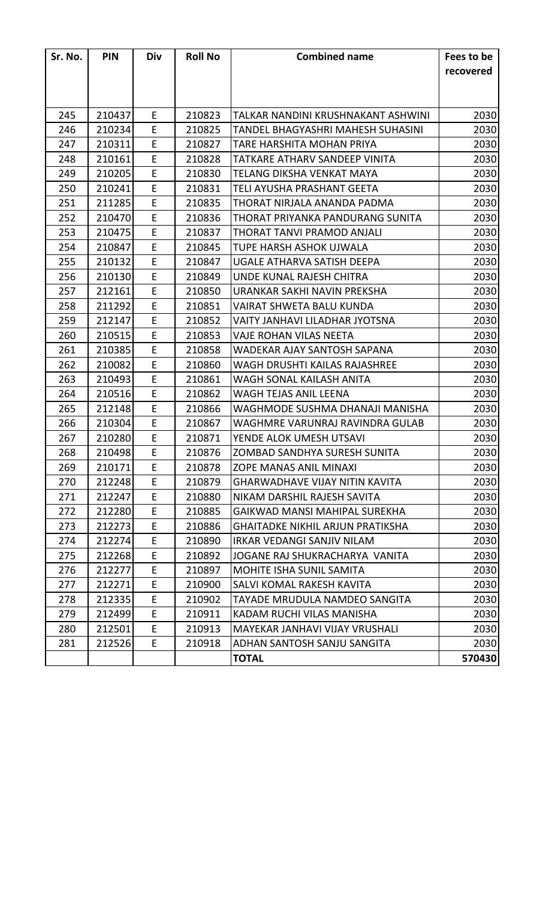| Sr. No. | PIN | Div | Roll No | Combined name | Fees to be recovered |
|---|---|---|---|---|---|
| 245 | 210437 | E | 210823 | TALKAR NANDINI KRUSHNAKANT ASHWINI | 2030 |
| 246 | 210234 | E | 210825 | TANDEL BHAGYASHRI MAHESH SUHASINI | 2030 |
| 247 | 210311 | E | 210827 | TARE HARSHITA MOHAN PRIYA | 2030 |
| 248 | 210161 | E | 210828 | TATKARE ATHARV SANDEEP VINITA | 2030 |
| 249 | 210205 | E | 210830 | TELANG DIKSHA VENKAT MAYA | 2030 |
| 250 | 210241 | E | 210831 | TELI AYUSHA PRASHANT GEETA | 2030 |
| 251 | 211285 | E | 210835 | THORAT NIRJALA ANANDA PADMA | 2030 |
| 252 | 210470 | E | 210836 | THORAT PRIYANKA PANDURANG SUNITA | 2030 |
| 253 | 210475 | E | 210837 | THORAT TANVI PRAMOD ANJALI | 2030 |
| 254 | 210847 | E | 210845 | TUPE HARSH ASHOK UJWALA | 2030 |
| 255 | 210132 | E | 210847 | UGALE ATHARVA SATISH DEEPA | 2030 |
| 256 | 210130 | E | 210849 | UNDE KUNAL RAJESH CHITRA | 2030 |
| 257 | 212161 | E | 210850 | URANKAR SAKHI NAVIN PREKSHA | 2030 |
| 258 | 211292 | E | 210851 | VAIRAT SHWETA BALU KUNDA | 2030 |
| 259 | 212147 | E | 210852 | VAITY JANHAVI LILADHAR JYOTSNA | 2030 |
| 260 | 210515 | E | 210853 | VAJE ROHAN VILAS NEETA | 2030 |
| 261 | 210385 | E | 210858 | WADEKAR AJAY SANTOSH SAPANA | 2030 |
| 262 | 210082 | E | 210860 | WAGH DRUSHTI KAILAS RAJASHREE | 2030 |
| 263 | 210493 | E | 210861 | WAGH SONAL KAILASH ANITA | 2030 |
| 264 | 210516 | E | 210862 | WAGH TEJAS ANIL LEENA | 2030 |
| 265 | 212148 | E | 210866 | WAGHMODE SUSHMA DHANAJI MANISHA | 2030 |
| 266 | 210304 | E | 210867 | WAGHMRE VARUNRAJ RAVINDRA GULAB | 2030 |
| 267 | 210280 | E | 210871 | YENDE ALOK UMESH UTSAVI | 2030 |
| 268 | 210498 | E | 210876 | ZOMBAD SANDHYA SURESH SUNITA | 2030 |
| 269 | 210171 | E | 210878 | ZOPE MANAS ANIL MINAXI | 2030 |
| 270 | 212248 | E | 210879 | GHARWADHAVE VIJAY NITIN KAVITA | 2030 |
| 271 | 212247 | E | 210880 | NIKAM DARSHIL RAJESH SAVITA | 2030 |
| 272 | 212280 | E | 210885 | GAIKWAD MANSI MAHIPAL SUREKHA | 2030 |
| 273 | 212273 | E | 210886 | GHAITADKE NIKHIL ARJUN PRATIKSHA | 2030 |
| 274 | 212274 | E | 210890 | IRKAR VEDANGI SANJIV NILAM | 2030 |
| 275 | 212268 | E | 210892 | JOGANE RAJ SHUKRACHARYA VANITA | 2030 |
| 276 | 212277 | E | 210897 | MOHITE ISHA SUNIL SAMITA | 2030 |
| 277 | 212271 | E | 210900 | SALVI KOMAL RAKESH KAVITA | 2030 |
| 278 | 212335 | E | 210902 | TAYADE MRUDULA NAMDEO SANGITA | 2030 |
| 279 | 212499 | E | 210911 | KADAM RUCHI VILAS MANISHA | 2030 |
| 280 | 212501 | E | 210913 | MAYEKAR JANHAVI VIJAY VRUSHALI | 2030 |
| 281 | 212526 | E | 210918 | ADHAN SANTOSH SANJU SANGITA | 2030 |
| | | | | **TOTAL** | **570430** |